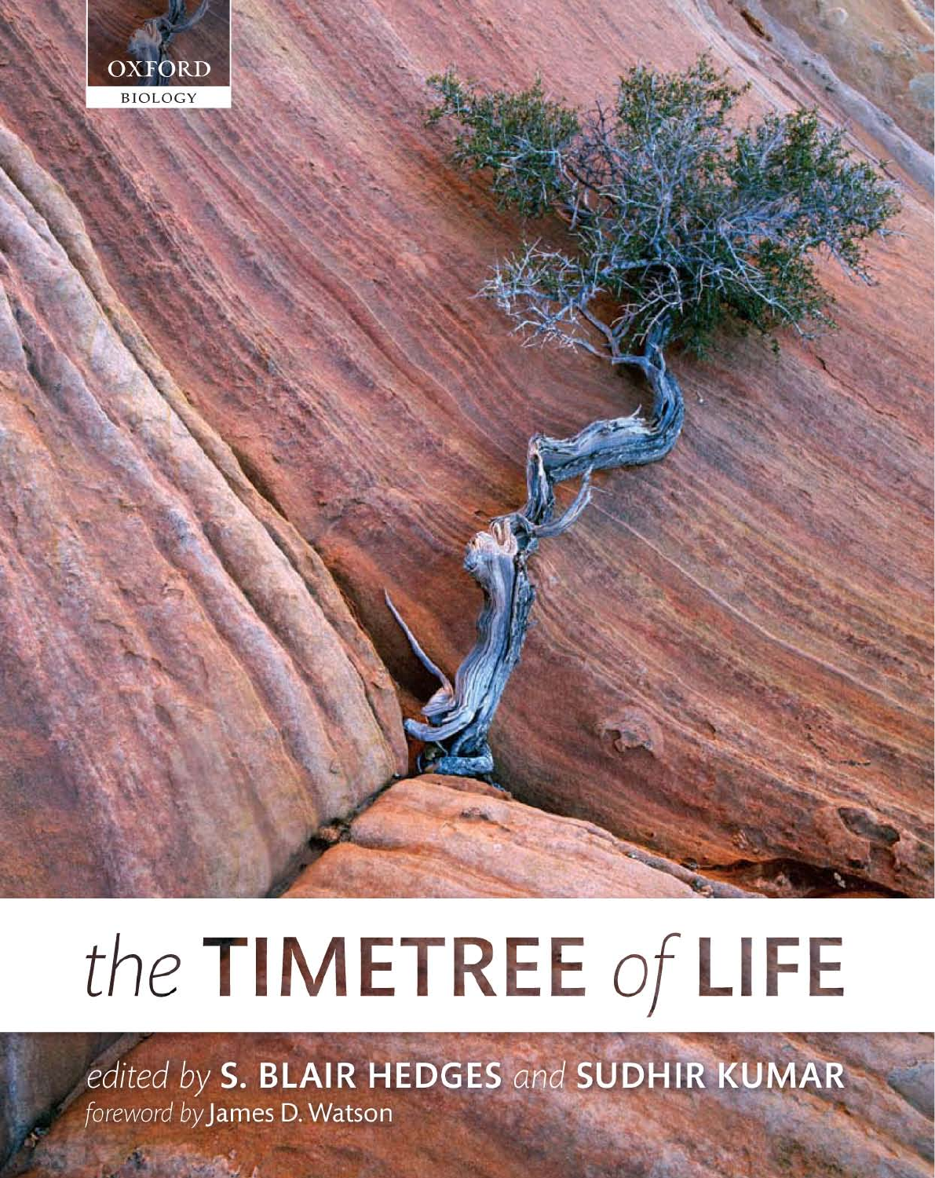OXFORD

BIOLOGY

# *the* TIMETREE *of* LIFE

*edited by* **S. BLAIR HEDGES** *and* **SUDHIR KUMAR**

*foreword by* James D. Watson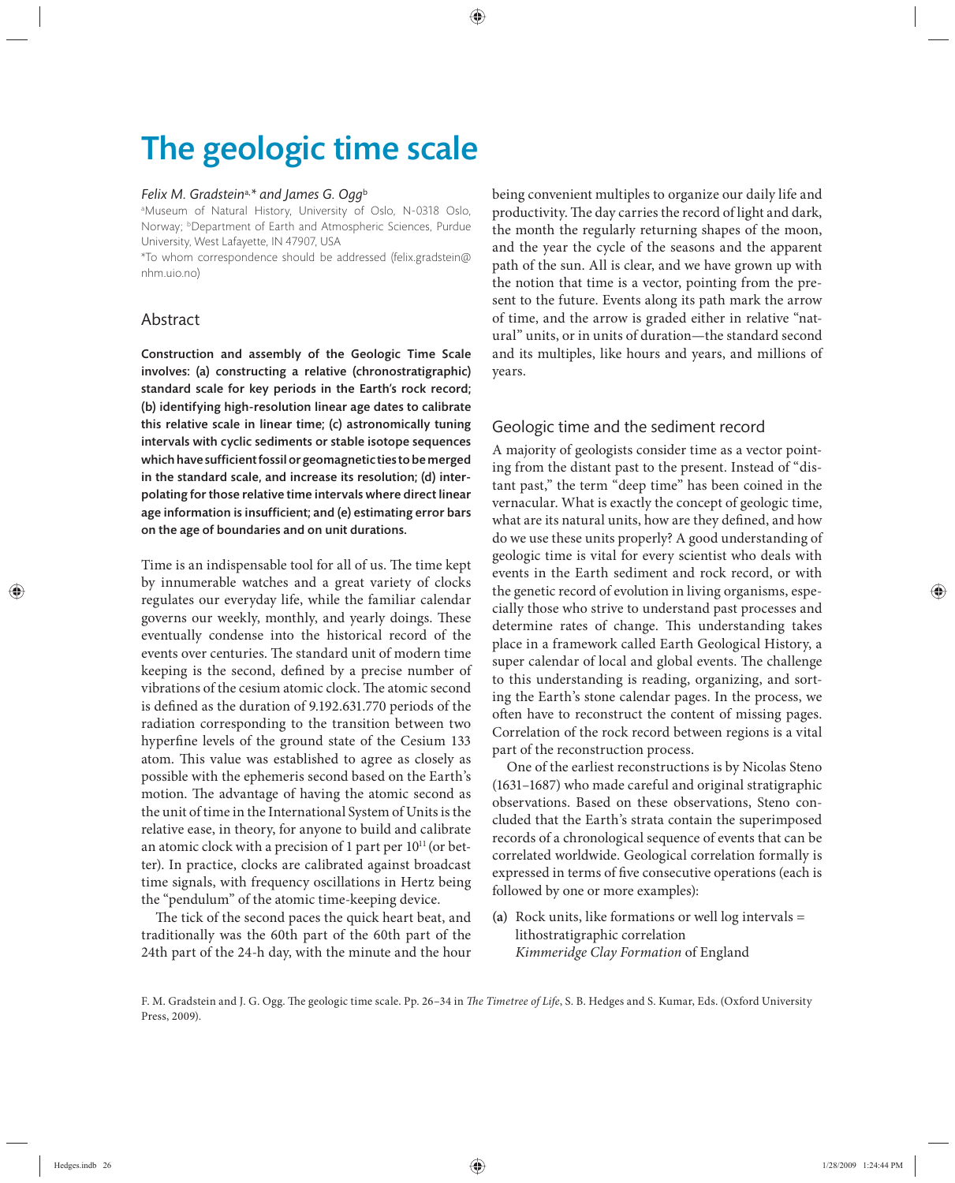# The geologic time scale

*Felix M. Gradstein*[a,*] *and James G. Ogg*[b]

[a]Museum of Natural History, University of Oslo, N-0318 Oslo, Norway; [b]Department of Earth and Atmospheric Sciences, Purdue University, West Lafayette, IN 47907, USA

*To whom correspondence should be addressed (felix.gradstein@nhm.uio.no)

## Abstract

**Construction and assembly of the Geologic Time Scale involves: (a) constructing a relative (chronostratigraphic) standard scale for key periods in the Earth's rock record; (b) identifying high-resolution linear age dates to calibrate this relative scale in linear time; (c) astronomically tuning intervals with cyclic sediments or stable isotope sequences which have sufficient fossil or geomagnetic ties to be merged in the standard scale, and increase its resolution; (d) interpolating for those relative time intervals where direct linear age information is insufficient; and (e) estimating error bars on the age of boundaries and on unit durations.**

Time is an indispensable tool for all of us. The time kept by innumerable watches and a great variety of clocks regulates our everyday life, while the familiar calendar governs our weekly, monthly, and yearly doings. These eventually condense into the historical record of the events over centuries. The standard unit of modern time keeping is the second, defined by a precise number of vibrations of the cesium atomic clock. The atomic second is defined as the duration of 9.192.631.770 periods of the radiation corresponding to the transition between two hyperfine levels of the ground state of the Cesium 133 atom. This value was established to agree as closely as possible with the ephemeris second based on the Earth's motion. The advantage of having the atomic second as the unit of time in the International System of Units is the relative ease, in theory, for anyone to build and calibrate an atomic clock with a precision of 1 part per $10^{11}$ (or better). In practice, clocks are calibrated against broadcast time signals, with frequency oscillations in Hertz being the "pendulum" of the atomic time-keeping device.

The tick of the second paces the quick heart beat, and traditionally was the 60th part of the 60th part of the 24th part of the 24-h day, with the minute and the hour being convenient multiples to organize our daily life and productivity. The day carries the record of light and dark, the month the regularly returning shapes of the moon, and the year the cycle of the seasons and the apparent path of the sun. All is clear, and we have grown up with the notion that time is a vector, pointing from the present to the future. Events along its path mark the arrow of time, and the arrow is graded either in relative "natural" units, or in units of duration—the standard second and its multiples, like hours and years, and millions of years.

## Geologic time and the sediment record

A majority of geologists consider time as a vector pointing from the distant past to the present. Instead of "distant past," the term "deep time" has been coined in the vernacular. What is exactly the concept of geologic time, what are its natural units, how are they defined, and how do we use these units properly? A good understanding of geologic time is vital for every scientist who deals with events in the Earth sediment and rock record, or with the genetic record of evolution in living organisms, especially those who strive to understand past processes and determine rates of change. This understanding takes place in a framework called Earth Geological History, a super calendar of local and global events. The challenge to this understanding is reading, organizing, and sorting the Earth's stone calendar pages. In the process, we often have to reconstruct the content of missing pages. Correlation of the rock record between regions is a vital part of the reconstruction process.

One of the earliest reconstructions is by Nicolas Steno (1631–1687) who made careful and original stratigraphic observations. Based on these observations, Steno concluded that the Earth's strata contain the superimposed records of a chronological sequence of events that can be correlated worldwide. Geological correlation formally is expressed in terms of five consecutive operations (each is followed by one or more examples):

**(a)** Rock units, like formations or well log intervals = lithostratigraphic correlation
*Kimmeridge Clay Formation* of England

F. M. Gradstein and J. G. Ogg. The geologic time scale. Pp. 26–34 in *The Timetree of Life*, S. B. Hedges and S. Kumar, Eds. (Oxford University Press, 2009).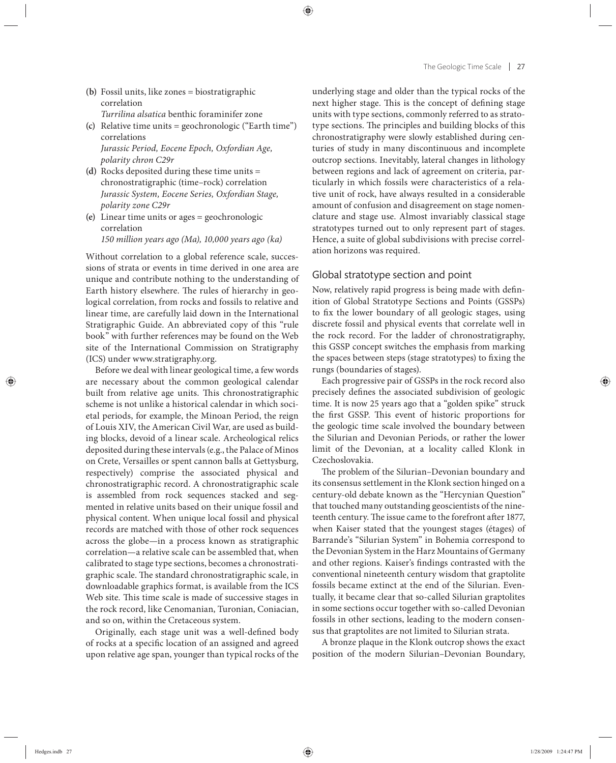(b) Fossil units, like zones = biostratigraphic correlation
*Turrilina alsatica* benthic foraminifer zone

(c) Relative time units = geochronologic ("Earth time") correlations
*Jurassic Period, Eocene Epoch, Oxfordian Age, polarity chron C29r*

(d) Rocks deposited during these time units = chronostratigraphic (time–rock) correlation
*Jurassic System, Eocene Series, Oxfordian Stage, polarity zone C29r*

(e) Linear time units or ages = geochronologic correlation
*150 million years ago (Ma), 10,000 years ago (ka)*

Without correlation to a global reference scale, successions of strata or events in time derived in one area are unique and contribute nothing to the understanding of Earth history elsewhere. The rules of hierarchy in geological correlation, from rocks and fossils to relative and linear time, are carefully laid down in the International Stratigraphic Guide. An abbreviated copy of this "rule book" with further references may be found on the Web site of the International Commission on Stratigraphy (ICS) under www.stratigraphy.org.

Before we deal with linear geological time, a few words are necessary about the common geological calendar built from relative age units. This chronostratigraphic scheme is not unlike a historical calendar in which societal periods, for example, the Minoan Period, the reign of Louis XIV, the American Civil War, are used as building blocks, devoid of a linear scale. Archeological relics deposited during these intervals (e.g., the Palace of Minos on Crete, Versailles or spent cannon balls at Gettysburg, respectively) comprise the associated physical and chronostratigraphic record. A chronostratigraphic scale is assembled from rock sequences stacked and segmented in relative units based on their unique fossil and physical content. When unique local fossil and physical records are matched with those of other rock sequences across the globe—in a process known as stratigraphic correlation—a relative scale can be assembled that, when calibrated to stage type sections, becomes a chronostratigraphic scale. The standard chronostratigraphic scale, in downloadable graphics format, is available from the ICS Web site. This time scale is made of successive stages in the rock record, like Cenomanian, Turonian, Coniacian, and so on, within the Cretaceous system.

Originally, each stage unit was a well-defined body of rocks at a specific location of an assigned and agreed upon relative age span, younger than typical rocks of the underlying stage and older than the typical rocks of the next higher stage. This is the concept of defining stage units with type sections, commonly referred to as stratotype sections. The principles and building blocks of this chronostratigraphy were slowly established during centuries of study in many discontinuous and incomplete outcrop sections. Inevitably, lateral changes in lithology between regions and lack of agreement on criteria, particularly in which fossils were characteristics of a relative unit of rock, have always resulted in a considerable amount of confusion and disagreement on stage nomenclature and stage use. Almost invariably classical stage stratotypes turned out to only represent part of stages. Hence, a suite of global subdivisions with precise correlation horizons was required.

## Global stratotype section and point

Now, relatively rapid progress is being made with definition of Global Stratotype Sections and Points (GSSPs) to fix the lower boundary of all geologic stages, using discrete fossil and physical events that correlate well in the rock record. For the ladder of chronostratigraphy, this GSSP concept switches the emphasis from marking the spaces between steps (stage stratotypes) to fixing the rungs (boundaries of stages).

Each progressive pair of GSSPs in the rock record also precisely defines the associated subdivision of geologic time. It is now 25 years ago that a "golden spike" struck the first GSSP. This event of historic proportions for the geologic time scale involved the boundary between the Silurian and Devonian Periods, or rather the lower limit of the Devonian, at a locality called Klonk in Czechoslovakia.

The problem of the Silurian–Devonian boundary and its consensus settlement in the Klonk section hinged on a century-old debate known as the "Hercynian Question" that touched many outstanding geoscientists of the nineteenth century. The issue came to the forefront after 1877, when Kaiser stated that the youngest stages (étages) of Barrande's "Silurian System" in Bohemia correspond to the Devonian System in the Harz Mountains of Germany and other regions. Kaiser's findings contrasted with the conventional nineteenth century wisdom that graptolite fossils became extinct at the end of the Silurian. Eventually, it became clear that so-called Silurian graptolites in some sections occur together with so-called Devonian fossils in other sections, leading to the modern consensus that graptolites are not limited to Silurian strata.

A bronze plaque in the Klonk outcrop shows the exact position of the modern Silurian–Devonian Boundary,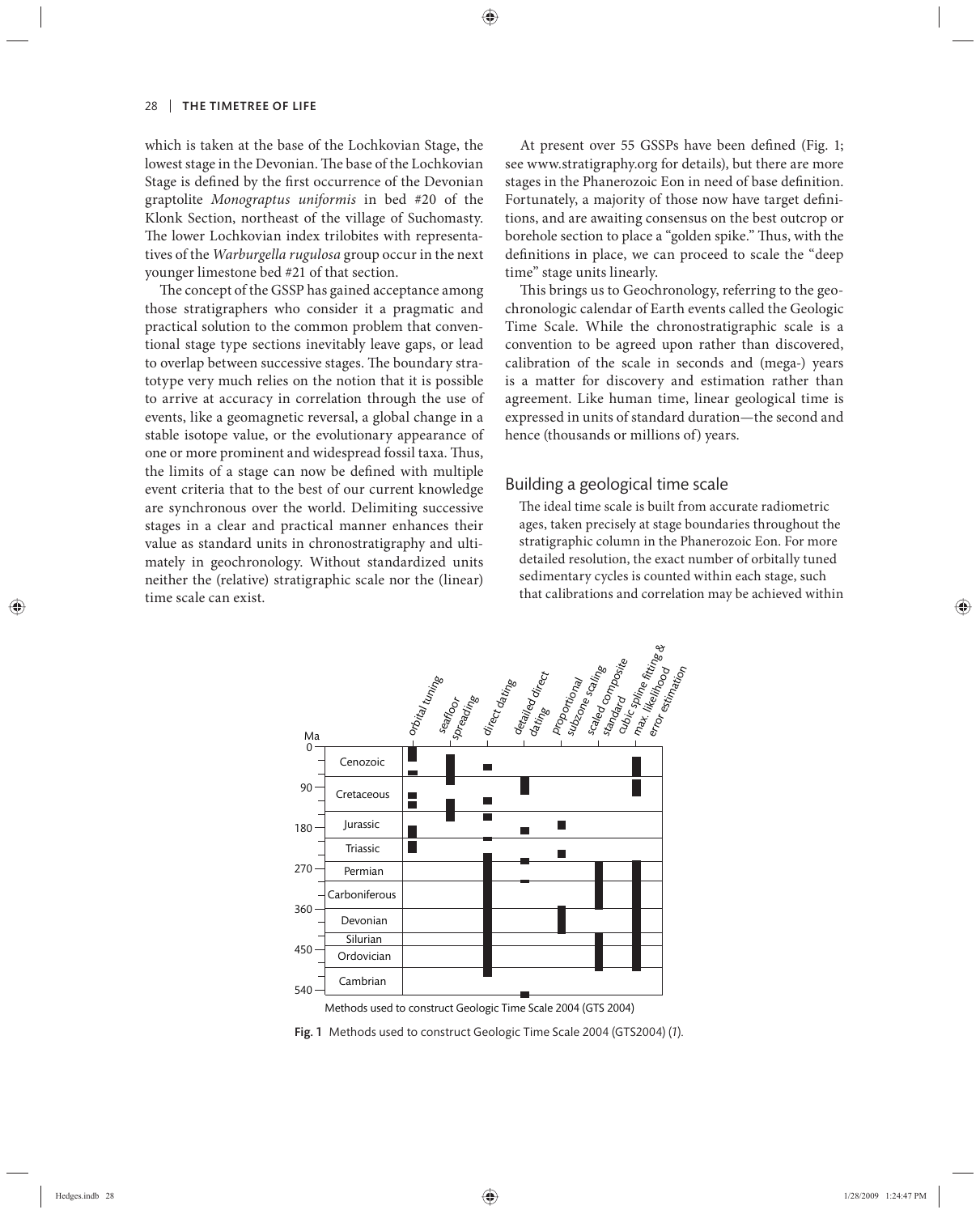which is taken at the base of the Lochkovian Stage, the lowest stage in the Devonian. The base of the Lochkovian Stage is defined by the first occurrence of the Devonian graptolite *Monograptus uniformis* in bed #20 of the Klonk Section, northeast of the village of Suchomasty. The lower Lochkovian index trilobites with representatives of the *Warburgella rugulosa* group occur in the next younger limestone bed #21 of that section.

The concept of the GSSP has gained acceptance among those stratigraphers who consider it a pragmatic and practical solution to the common problem that conventional stage type sections inevitably leave gaps, or lead to overlap between successive stages. The boundary stratotype very much relies on the notion that it is possible to arrive at accuracy in correlation through the use of events, like a geomagnetic reversal, a global change in a stable isotope value, or the evolutionary appearance of one or more prominent and widespread fossil taxa. Thus, the limits of a stage can now be defined with multiple event criteria that to the best of our current knowledge are synchronous over the world. Delimiting successive stages in a clear and practical manner enhances their value as standard units in chronostratigraphy and ultimately in geochronology. Without standardized units neither the (relative) stratigraphic scale nor the (linear) time scale can exist.

At present over 55 GSSPs have been defined (Fig. 1; see www.stratigraphy.org for details), but there are more stages in the Phanerozoic Eon in need of base definition. Fortunately, a majority of those now have target definitions, and are awaiting consensus on the best outcrop or borehole section to place a "golden spike." Thus, with the definitions in place, we can proceed to scale the "deep time" stage units linearly.

This brings us to Geochronology, referring to the geochronologic calendar of Earth events called the Geologic Time Scale. While the chronostratigraphic scale is a convention to be agreed upon rather than discovered, calibration of the scale in seconds and (mega-) years is a matter for discovery and estimation rather than agreement. Like human time, linear geological time is expressed in units of standard duration—the second and hence (thousands or millions of) years.

## Building a geological time scale

The ideal time scale is built from accurate radiometric ages, taken precisely at stage boundaries throughout the stratigraphic column in the Phanerozoic Eon. For more detailed resolution, the exact number of orbitally tuned sedimentary cycles is counted within each stage, such that calibrations and correlation may be achieved within

**Fig. 1** Methods used to construct Geologic Time Scale 2004 (GTS2004) (*1*).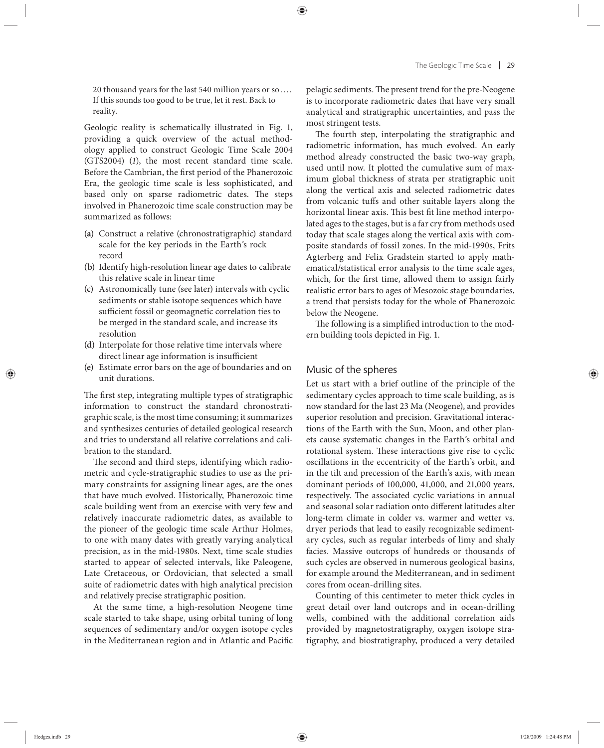20 thousand years for the last 540 million years or so.... If this sounds too good to be true, let it rest. Back to reality.

Geologic reality is schematically illustrated in Fig. 1, providing a quick overview of the actual methodology applied to construct Geologic Time Scale 2004 (GTS2004) (*1*), the most recent standard time scale. Before the Cambrian, the first period of the Phanerozoic Era, the geologic time scale is less sophisticated, and based only on sparse radiometric dates. The steps involved in Phanerozoic time scale construction may be summarized as follows:

- (a) Construct a relative (chronostratigraphic) standard scale for the key periods in the Earth's rock record
- (b) Identify high-resolution linear age dates to calibrate this relative scale in linear time
- (c) Astronomically tune (see later) intervals with cyclic sediments or stable isotope sequences which have sufficient fossil or geomagnetic correlation ties to be merged in the standard scale, and increase its resolution
- (d) Interpolate for those relative time intervals where direct linear age information is insufficient
- (e) Estimate error bars on the age of boundaries and on unit durations.

The first step, integrating multiple types of stratigraphic information to construct the standard chronostratigraphic scale, is the most time consuming; it summarizes and synthesizes centuries of detailed geological research and tries to understand all relative correlations and calibration to the standard.

The second and third steps, identifying which radiometric and cycle-stratigraphic studies to use as the primary constraints for assigning linear ages, are the ones that have much evolved. Historically, Phanerozoic time scale building went from an exercise with very few and relatively inaccurate radiometric dates, as available to the pioneer of the geologic time scale Arthur Holmes, to one with many dates with greatly varying analytical precision, as in the mid-1980s. Next, time scale studies started to appear of selected intervals, like Paleogene, Late Cretaceous, or Ordovician, that selected a small suite of radiometric dates with high analytical precision and relatively precise stratigraphic position.

At the same time, a high-resolution Neogene time scale started to take shape, using orbital tuning of long sequences of sedimentary and/or oxygen isotope cycles in the Mediterranean region and in Atlantic and Pacific pelagic sediments. The present trend for the pre-Neogene is to incorporate radiometric dates that have very small analytical and stratigraphic uncertainties, and pass the most stringent tests.

The fourth step, interpolating the stratigraphic and radiometric information, has much evolved. An early method already constructed the basic two-way graph, used until now. It plotted the cumulative sum of maximum global thickness of strata per stratigraphic unit along the vertical axis and selected radiometric dates from volcanic tuffs and other suitable layers along the horizontal linear axis. This best fit line method interpolated ages to the stages, but is a far cry from methods used today that scale stages along the vertical axis with composite standards of fossil zones. In the mid-1990s, Frits Agterberg and Felix Gradstein started to apply mathematical/statistical error analysis to the time scale ages, which, for the first time, allowed them to assign fairly realistic error bars to ages of Mesozoic stage boundaries, a trend that persists today for the whole of Phanerozoic below the Neogene.

The following is a simplified introduction to the modern building tools depicted in Fig. 1.

## Music of the spheres

Let us start with a brief outline of the principle of the sedimentary cycles approach to time scale building, as is now standard for the last 23 Ma (Neogene), and provides superior resolution and precision. Gravitational interactions of the Earth with the Sun, Moon, and other planets cause systematic changes in the Earth's orbital and rotational system. These interactions give rise to cyclic oscillations in the eccentricity of the Earth's orbit, and in the tilt and precession of the Earth's axis, with mean dominant periods of 100,000, 41,000, and 21,000 years, respectively. The associated cyclic variations in annual and seasonal solar radiation onto different latitudes alter long-term climate in colder vs. warmer and wetter vs. dryer periods that lead to easily recognizable sedimentary cycles, such as regular interbeds of limy and shaly facies. Massive outcrops of hundreds or thousands of such cycles are observed in numerous geological basins, for example around the Mediterranean, and in sediment cores from ocean-drilling sites.

Counting of this centimeter to meter thick cycles in great detail over land outcrops and in ocean-drilling wells, combined with the additional correlation aids provided by magnetostratigraphy, oxygen isotope stratigraphy, and biostratigraphy, produced a very detailed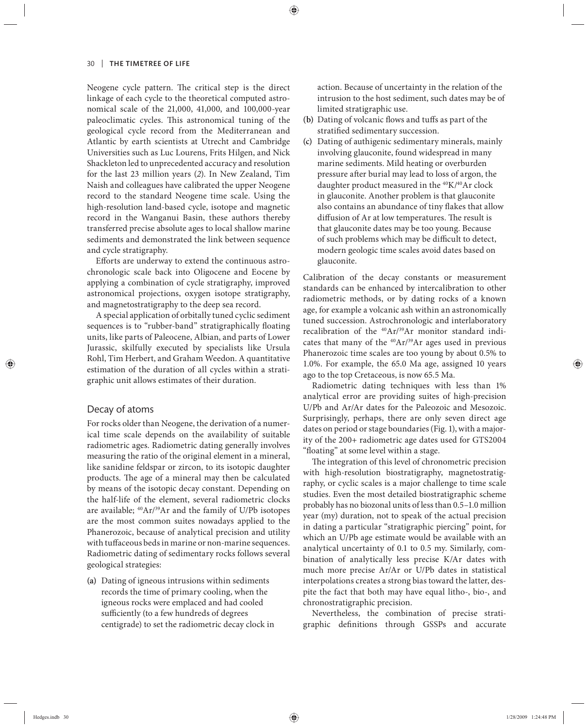Neogene cycle pattern. The critical step is the direct linkage of each cycle to the theoretical computed astronomical scale of the 21,000, 41,000, and 100,000-year paleoclimatic cycles. This astronomical tuning of the geological cycle record from the Mediterranean and Atlantic by earth scientists at Utrecht and Cambridge Universities such as Luc Lourens, Frits Hilgen, and Nick Shackleton led to unprecedented accuracy and resolution for the last 23 million years (*2*). In New Zealand, Tim Naish and colleagues have calibrated the upper Neogene record to the standard Neogene time scale. Using the high-resolution land-based cycle, isotope and magnetic record in the Wanganui Basin, these authors thereby transferred precise absolute ages to local shallow marine sediments and demonstrated the link between sequence and cycle stratigraphy.

Efforts are underway to extend the continuous astrochronologic scale back into Oligocene and Eocene by applying a combination of cycle stratigraphy, improved astronomical projections, oxygen isotope stratigraphy, and magnetostratigraphy to the deep sea record.

A special application of orbitally tuned cyclic sediment sequences is to "rubber-band" stratigraphically floating units, like parts of Paleocene, Albian, and parts of Lower Jurassic, skilfully executed by specialists like Ursula Rohl, Tim Herbert, and Graham Weedon. A quantitative estimation of the duration of all cycles within a stratigraphic unit allows estimates of their duration.

## Decay of atoms

For rocks older than Neogene, the derivation of a numerical time scale depends on the availability of suitable radiometric ages. Radiometric dating generally involves measuring the ratio of the original element in a mineral, like sanidine feldspar or zircon, to its isotopic daughter products. The age of a mineral may then be calculated by means of the isotopic decay constant. Depending on the half-life of the element, several radiometric clocks are available; $^{40}Ar/^{39}Ar$ and the family of U/Pb isotopes are the most common suites nowadays applied to the Phanerozoic, because of analytical precision and utility with tuffaceous beds in marine or non-marine sequences. Radiometric dating of sedimentary rocks follows several geological strategies:

(a) Dating of igneous intrusions within sediments records the time of primary cooling, when the igneous rocks were emplaced and had cooled sufficiently (to a few hundreds of degrees centigrade) to set the radiometric decay clock in action. Because of uncertainty in the relation of the intrusion to the host sediment, such dates may be of limited stratigraphic use.

(b) Dating of volcanic flows and tuffs as part of the stratified sedimentary succession.

(c) Dating of authigenic sedimentary minerals, mainly involving glauconite, found widespread in many marine sediments. Mild heating or overburden pressure after burial may lead to loss of argon, the daughter product measured in the $^{40}K/^{40}Ar$ clock in glauconite. Another problem is that glauconite also contains an abundance of tiny flakes that allow diffusion of Ar at low temperatures. The result is that glauconite dates may be too young. Because of such problems which may be difficult to detect, modern geologic time scales avoid dates based on glauconite.

Calibration of the decay constants or measurement standards can be enhanced by intercalibration to other radiometric methods, or by dating rocks of a known age, for example a volcanic ash within an astronomically tuned succession. Astrochronologic and interlaboratory recalibration of the $^{40}Ar/^{39}Ar$ monitor standard indicates that many of the $^{40}Ar/^{39}Ar$ ages used in previous Phanerozoic time scales are too young by about 0.5% to 1.0%. For example, the 65.0 Ma age, assigned 10 years ago to the top Cretaceous, is now 65.5 Ma.

Radiometric dating techniques with less than 1% analytical error are providing suites of high-precision U/Pb and Ar/Ar dates for the Paleozoic and Mesozoic. Surprisingly, perhaps, there are only seven direct age dates on period or stage boundaries (Fig. 1), with a majority of the 200+ radiometric age dates used for GTS2004 "floating" at some level within a stage.

The integration of this level of chronometric precision with high-resolution biostratigraphy, magnetostratigraphy, or cyclic scales is a major challenge to time scale studies. Even the most detailed biostratigraphic scheme probably has no biozonal units of less than 0.5–1.0 million year (my) duration, not to speak of the actual precision in dating a particular "stratigraphic piercing" point, for which an U/Pb age estimate would be available with an analytical uncertainty of 0.1 to 0.5 my. Similarly, combination of analytically less precise K/Ar dates with much more precise Ar/Ar or U/Pb dates in statistical interpolations creates a strong bias toward the latter, despite the fact that both may have equal litho-, bio-, and chronostratigraphic precision.

Nevertheless, the combination of precise stratigraphic definitions through GSSPs and accurate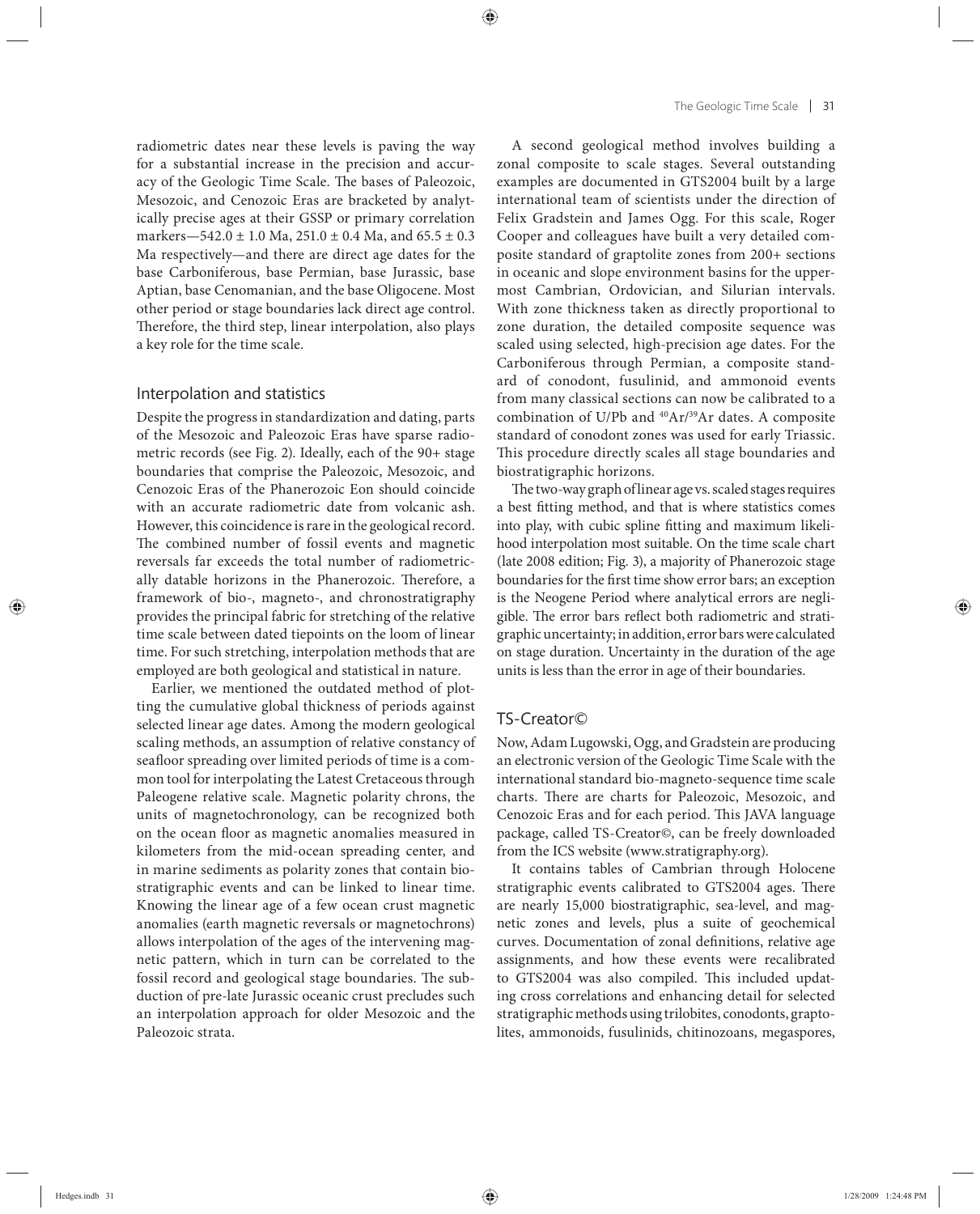radiometric dates near these levels is paving the way for a substantial increase in the precision and accuracy of the Geologic Time Scale. The bases of Paleozoic, Mesozoic, and Cenozoic Eras are bracketed by analytically precise ages at their GSSP or primary correlation markers—542.0 ± 1.0 Ma, 251.0 ± 0.4 Ma, and 65.5 ± 0.3 Ma respectively—and there are direct age dates for the base Carboniferous, base Permian, base Jurassic, base Aptian, base Cenomanian, and the base Oligocene. Most other period or stage boundaries lack direct age control. Therefore, the third step, linear interpolation, also plays a key role for the time scale.

## Interpolation and statistics

Despite the progress in standardization and dating, parts of the Mesozoic and Paleozoic Eras have sparse radiometric records (see Fig. 2). Ideally, each of the 90+ stage boundaries that comprise the Paleozoic, Mesozoic, and Cenozoic Eras of the Phanerozoic Eon should coincide with an accurate radiometric date from volcanic ash. However, this coincidence is rare in the geological record. The combined number of fossil events and magnetic reversals far exceeds the total number of radiometrically datable horizons in the Phanerozoic. Therefore, a framework of bio-, magneto-, and chronostratigraphy provides the principal fabric for stretching of the relative time scale between dated tiepoints on the loom of linear time. For such stretching, interpolation methods that are employed are both geological and statistical in nature.

Earlier, we mentioned the outdated method of plotting the cumulative global thickness of periods against selected linear age dates. Among the modern geological scaling methods, an assumption of relative constancy of seafloor spreading over limited periods of time is a common tool for interpolating the Latest Cretaceous through Paleogene relative scale. Magnetic polarity chrons, the units of magnetochronology, can be recognized both on the ocean floor as magnetic anomalies measured in kilometers from the mid-ocean spreading center, and in marine sediments as polarity zones that contain biostratigraphic events and can be linked to linear time. Knowing the linear age of a few ocean crust magnetic anomalies (earth magnetic reversals or magnetochrons) allows interpolation of the ages of the intervening magnetic pattern, which in turn can be correlated to the fossil record and geological stage boundaries. The subduction of pre-late Jurassic oceanic crust precludes such an interpolation approach for older Mesozoic and the Paleozoic strata.

A second geological method involves building a zonal composite to scale stages. Several outstanding examples are documented in GTS2004 built by a large international team of scientists under the direction of Felix Gradstein and James Ogg. For this scale, Roger Cooper and colleagues have built a very detailed composite standard of graptolite zones from 200+ sections in oceanic and slope environment basins for the uppermost Cambrian, Ordovician, and Silurian intervals. With zone thickness taken as directly proportional to zone duration, the detailed composite sequence was scaled using selected, high-precision age dates. For the Carboniferous through Permian, a composite standard of conodont, fusulinid, and ammonoid events from many classical sections can now be calibrated to a combination of U/Pb and $^{40}Ar/^{39}Ar$ dates. A composite standard of conodont zones was used for early Triassic. This procedure directly scales all stage boundaries and biostratigraphic horizons.

The two-way graph of linear age vs. scaled stages requires a best fitting method, and that is where statistics comes into play, with cubic spline fitting and maximum likelihood interpolation most suitable. On the time scale chart (late 2008 edition; Fig. 3), a majority of Phanerozoic stage boundaries for the first time show error bars; an exception is the Neogene Period where analytical errors are negligible. The error bars reflect both radiometric and stratigraphic uncertainty; in addition, error bars were calculated on stage duration. Uncertainty in the duration of the age units is less than the error in age of their boundaries.

## TS-Creator©

Now, Adam Lugowski, Ogg, and Gradstein are producing an electronic version of the Geologic Time Scale with the international standard bio-magneto-sequence time scale charts. There are charts for Paleozoic, Mesozoic, and Cenozoic Eras and for each period. This JAVA language package, called TS-Creator©, can be freely downloaded from the ICS website (www.stratigraphy.org).

It contains tables of Cambrian through Holocene stratigraphic events calibrated to GTS2004 ages. There are nearly 15,000 biostratigraphic, sea-level, and magnetic zones and levels, plus a suite of geochemical curves. Documentation of zonal definitions, relative age assignments, and how these events were recalibrated to GTS2004 was also compiled. This included updating cross correlations and enhancing detail for selected stratigraphic methods using trilobites, conodonts, graptolites, ammonoids, fusulinids, chitinozoans, megaspores,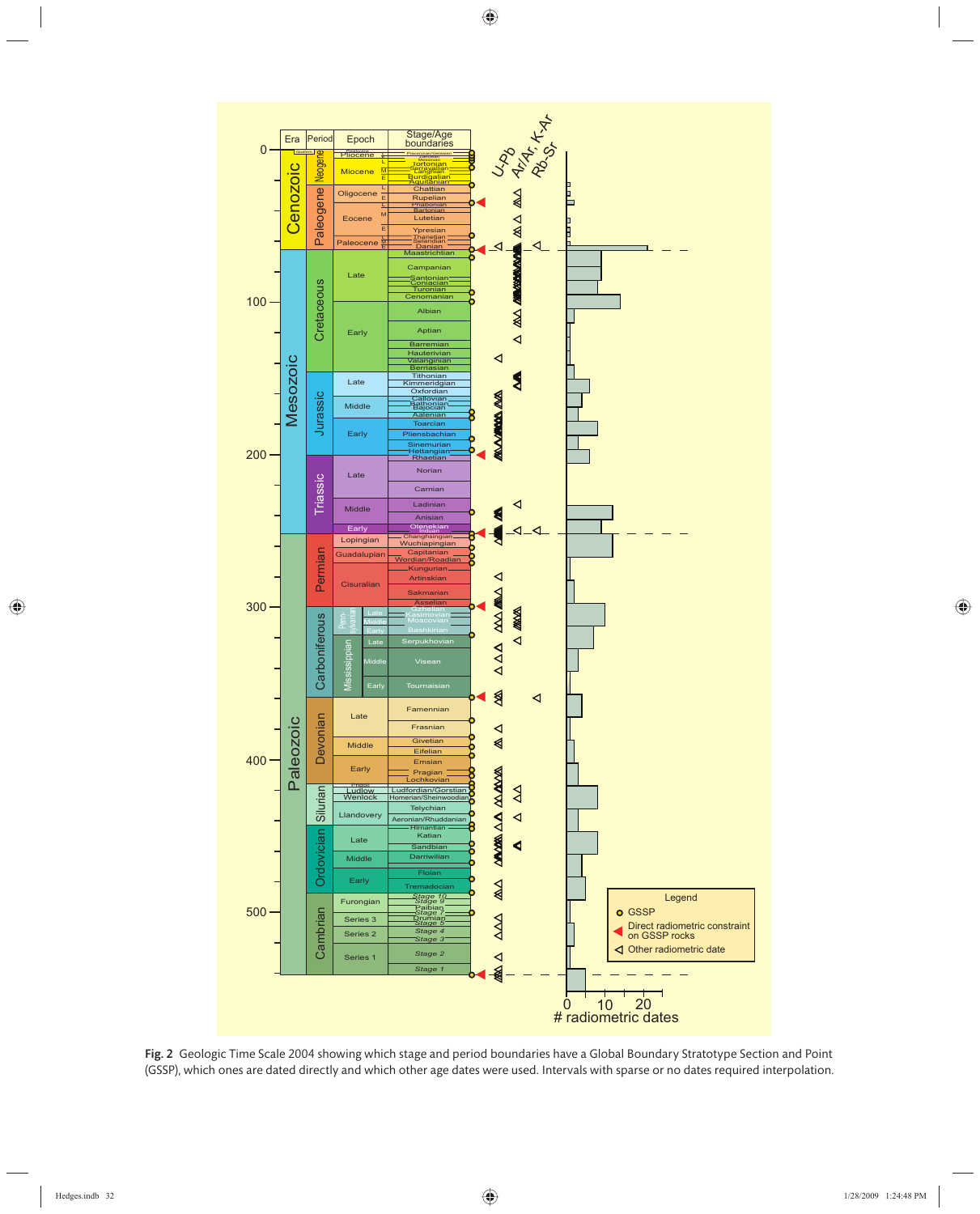**Fig. 2** Geologic Time Scale 2004 showing which stage and period boundaries have a Global Boundary Stratotype Section and Point (GSSP), which ones are dated directly and which other age dates were used. Intervals with sparse or no dates required interpolation.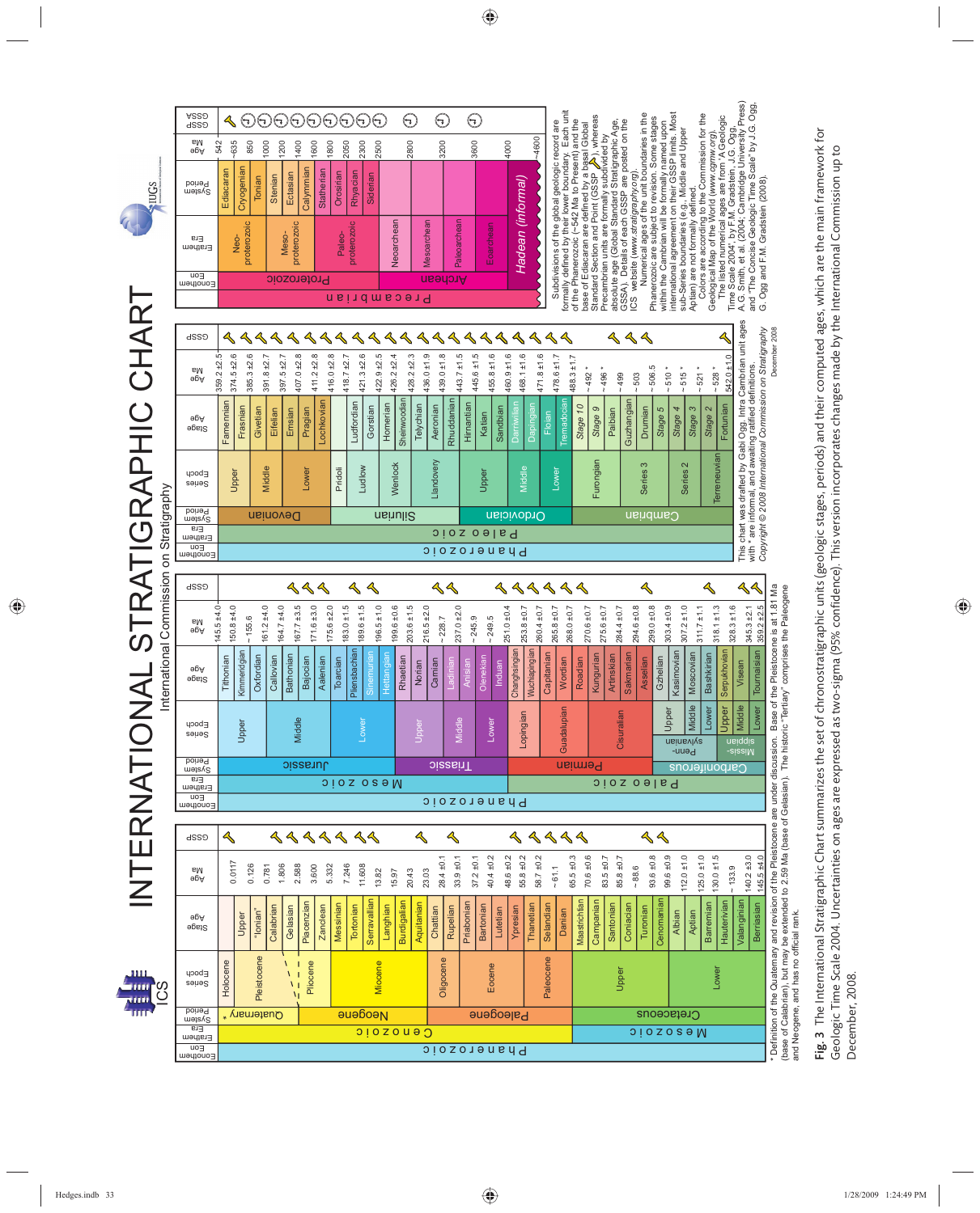# INTERNATIONAL STRATIGRAPHIC CHART

International Commission on Stratigraphy

ICS · IUGS

| Eonothem / Eon | Erathem / Era | System / Period | Series / Epoch | Stage / Age | Age Ma |
|---|---|---|---|---|---|
| Phanerozoic | Cenozoic | Quaternary * | Holocene | | 0.0117 |
| | | | Pleistocene | Upper | 0.126 |
| | | | | "Ionian" | 0.781 |
| | | | | Calabrian | 1.806 |
| | | | | Gelasian | 2.588 |
| | | Neogene | Pliocene | Piacenzian | 3.600 |
| | | | | Zanclean | 5.332 |
| | | | Miocene | Messinian | 7.246 |
| | | | | Tortonian | 11.608 |
| | | | | Serravallian | 13.82 |
| | | | | Langhian | 15.97 |
| | | | | Burdigalian | 20.43 |
| | | | | Aquitanian | 23.03 |
| | | Paleogene | Oligocene | Chattian | 28.4 ±0.1 |
| | | | | Rupelian | 33.9 ±0.1 |
| | | | Eocene | Priabonian | 37.2 ±0.1 |
| | | | | Bartonian | 40.4 ±0.2 |
| | | | | Lutetian | 48.6 ±0.2 |
| | | | | Ypresian | 55.8 ±0.2 |
| | | | Paleocene | Thanetian | 58.7 ±0.2 |
| | | | | Selandian | ~ 61.1 |
| | | | | Danian | 65.5 ±0.3 |
| | Mesozoic | Cretaceous | Upper | Maastrichtian | 70.6 ±0.6 |
| | | | | Campanian | 83.5 ±0.7 |
| | | | | Santonian | 85.8 ±0.7 |
| | | | | Coniacian | ~ 88.6 |
| | | | | Turonian | 93.6 ±0.8 |
| | | | | Cenomanian | 99.6 ±0.9 |
| | | | Lower | Albian | 112.0 ±1.0 |
| | | | | Aptian | 125.0 ±1.0 |
| | | | | Barremian | 130.0 ±1.5 |
| | | | | Hauterivian | ~ 133.9 |
| | | | | Valanginian | 140.2 ±3.0 |
| | | | | Berriasian | 145.5 ±4.0 |

\* Definition of the Quaternary and revision of the Pleistocene are under discussion. Base of the Pleistocene is at 1.81 Ma (base of Calabrian), but may be extended to 2.59 Ma (base of Gelasian). The historic "Tertiary" comprises the Paleogene and Neogene, and has no official rank.

| Eonothem / Eon | Erathem / Era | System / Period | Series / Epoch | Stage / Age | Age Ma |
|---|---|---|---|---|---|
| | | | | | 145.5 ±4.0 |
| Phanerozoic | Mesozoic | Jurassic | Upper | Tithonian | 150.8 ±4.0 |
| | | | | Kimmeridgian | ~ 155.6 |
| | | | | Oxfordian | 161.2 ±4.0 |
| | | | Middle | Callovian | 164.7 ±4.0 |
| | | | | Bathonian | 167.7 ±3.5 |
| | | | | Bajocian | 171.6 ±3.0 |
| | | | | Aalenian | 175.6 ±2.0 |
| | | | Lower | Toarcian | 183.0 ±1.5 |
| | | | | Pliensbachian | 189.6 ±1.5 |
| | | | | Sinemurian | 196.5 ±1.0 |
| | | | | Hettangian | 199.6 ±0.6 |
| | | Triassic | Upper | Rhaetian | 203.6 ±1.5 |
| | | | | Norian | 216.5 ±2.0 |
| | | | | Carnian | ~ 228.7 |
| | | | Middle | Ladinian | 237.0 ±2.0 |
| | | | | Anisian | ~ 245.9 |
| | | | Lower | Olenekian | ~ 249.5 |
| | | | | Induan | 251.0 ±0.4 |
| | Paleozoic | Permian | Lopingian | Changhsingian | 253.8 ±0.7 |
| | | | | Wuchiapingian | 260.4 ±0.7 |
| | | | Guadalupian | Capitanian | 265.8 ±0.7 |
| | | | | Wordian | 268.0 ±0.7 |
| | | | | Roadian | 270.6 ±0.7 |
| | | | Cisuralian | Kungurian | 275.6 ±0.7 |
| | | | | Artinskian | 284.4 ±0.7 |
| | | | | Sakmarian | 294.6 ±0.8 |
| | | | | Asselian | 299.0 ±0.8 |
| | | Carboniferous – Pennsylvanian | Upper | Gzhelian | 303.4 ±0.9 |
| | | | | Kasimovian | 307.2 ±1.0 |
| | | | Middle | Moscovian | 311.7 ±1.1 |
| | | | Lower | Bashkirian | 318.1 ±1.3 |
| | | Carboniferous – Mississippian | Upper | Serpukhovian | 328.3 ±1.6 |
| | | | Middle | Visean | 345.3 ±2.1 |
| | | | Lower | Tournaisian | 359.2 ±2.5 |

| Eonothem / Eon | Erathem / Era | System / Period | Series / Epoch | Stage / Age | Age Ma |
|---|---|---|---|---|---|
| | | | | | 359.2 ±2.5 |
| Phanerozoic | Paleozoic | Devonian | Upper | Famennian | 374.5 ±2.6 |
| | | | | Frasnian | 385.3 ±2.6 |
| | | | Middle | Givetian | 391.8 ±2.7 |
| | | | | Eifelian | 397.5 ±2.7 |
| | | | Lower | Emsian | 407.0 ±2.8 |
| | | | | Pragian | 411.2 ±2.8 |
| | | | | Lochkovian | 416.0 ±2.8 |
| | | Silurian | Pridoli | | 418.7 ±2.7 |
| | | | Ludlow | Ludfordian | 421.3 ±2.6 |
| | | | | Gorstian | 422.9 ±2.5 |
| | | | Wenlock | Homerian | 426.2 ±2.4 |
| | | | | Sheinwoodian | 428.2 ±2.3 |
| | | | Llandovery | Telychian | 436.0 ±1.9 |
| | | | | Aeronian | 439.0 ±1.8 |
| | | | | Rhuddanian | 443.7 ±1.5 |
| | | Ordovician | Upper | Hirnantian | 445.6 ±1.5 |
| | | | | Katian | 455.8 ±1.6 |
| | | | | Sandbian | 460.9 ±1.6 |
| | | | Middle | Darriwilian | 468.1 ±1.6 |
| | | | | Dapingian | 471.8 ±1.6 |
| | | | Lower | Floian | 478.6 ±1.7 |
| | | | | Tremadocian | 488.3 ±1.7 |
| | | Cambrian | Furongian | Stage 10 | ~ 492 * |
| | | | | Stage 9 | ~ 496 * |
| | | | | Paibian | ~ 499 |
| | | | Series 3 | Guzhangian | ~ 503 |
| | | | | Drumian | ~ 506.5 |
| | | | | Stage 5 | ~ 510 * |
| | | | Series 2 | Stage 4 | ~ 515 * |
| | | | | Stage 3 | ~ 521 * |
| | | | Terreneuvian | Stage 2 | ~ 528 * |
| | | | | Fortunian | 542.0 ±1.0 |

This chart was drafted by Gabi Ogg. Intra Cambrian unit ages with * are informal, and awaiting ratified definitions.
*Copyright © 2008 International Commission on Stratigraphy*
December 2008

| Eonothem / Eon | Erathem / Era | System / Period | Age Ma |
|---|---|---|---|
| | | | 542 |
| Precambrian – Proterozoic | Neoproterozoic | Ediacaran | ~635 |
| | | Cryogenian | 850 |
| | | Tonian | 1000 |
| | Mesoproterozoic | Stenian | 1200 |
| | | Ectasian | 1400 |
| | | Calymmian | 1600 |
| | Paleoproterozoic | Statherian | 1800 |
| | | Orosirian | 2050 |
| | | Rhyacian | 2300 |
| | | Siderian | 2500 |
| Precambrian – Archean | Neoarchean | | 2800 |
| | Mesoarchean | | 3200 |
| | Paleoarchean | | 3600 |
| | Eoarchean | | 4000 |
| Hadean (informal) | | | ~4600 |

Subdivisions of the global geologic record are formally defined by their lower boundary. Each unit of the Phanerozoic (~542 Ma to Present) and the base of Ediacaran are defined by a basal Global Standard Section and Point (GSSP), whereas Precambrian units are formally subdivided by absolute age (Global Standard Stratigraphic Age, GSSA). Details of each GSSP are posted on the ICS website (www.stratigraphy.org).

Numerical ages of the unit boundaries in the Phanerozoic are subject to revision. Some stages within the Cambrian will be formally named upon international agreement on their GSSP limits. Most sub-Series boundaries (e.g., Middle and Upper Aptian) are not formally defined.

Colors are according to the Commission for the Geological Map of the World (www.cgmw.org).

The listed numerical ages are from 'A Geologic Time Scale 2004', by F.M. Gradstein, J.G. Ogg, A.G. Smith, et al. (2004; Cambridge University Press) and "The Concise Geologic Time Scale" by J.G. Ogg, G. Ogg and F.M. Gradstein (2008).

**Fig. 3** The International Stratigraphic Chart summarizes the set of chronostratigraphic units (geologic stages, periods) and their computed ages, which are the main framework for Geologic Time Scale 2004. Uncertainties on ages are expressed as two-sigma (95% confidence). This version incorporates changes made by the International Commission up to December, 2008.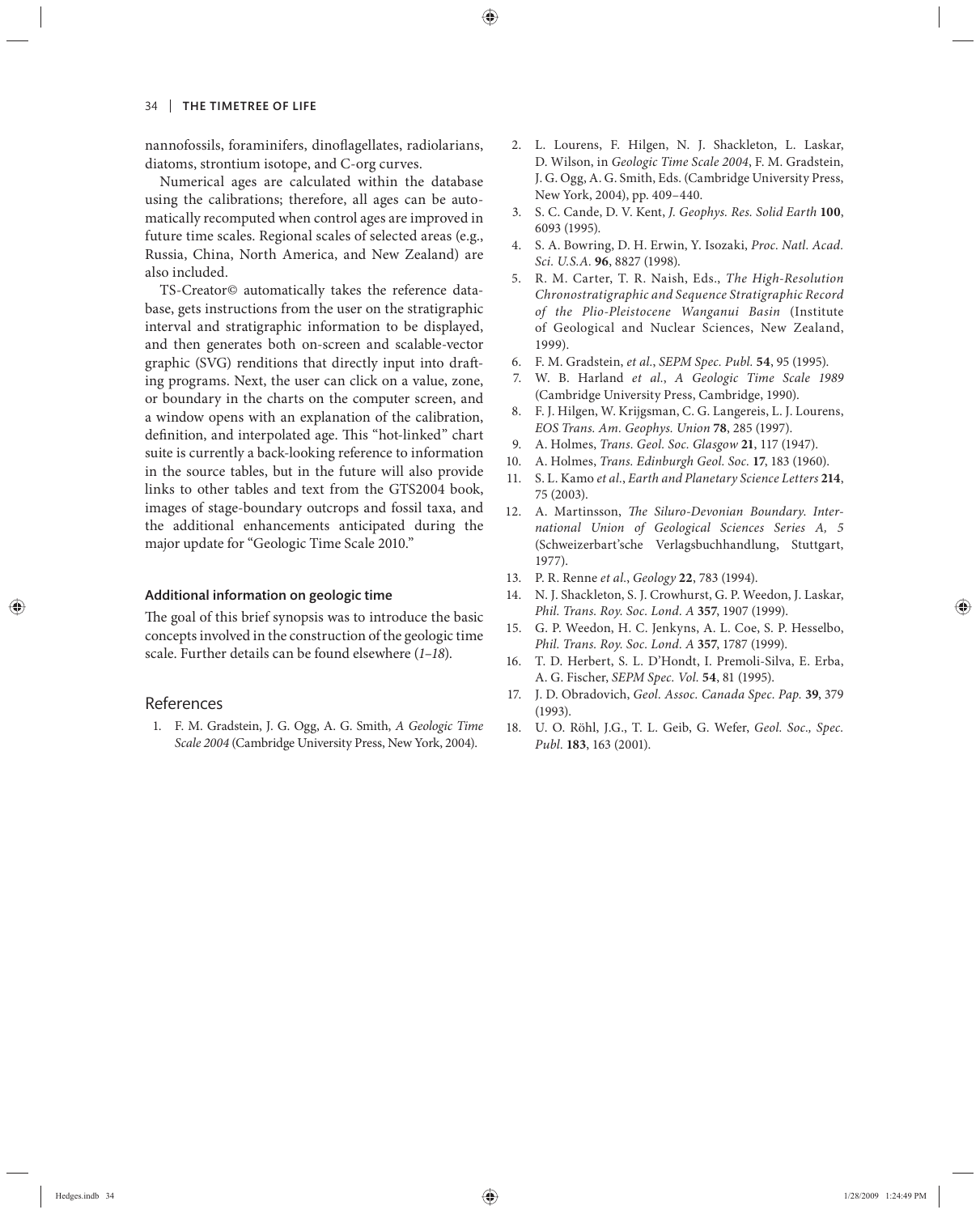nannofossils, foraminifers, dinoflagellates, radiolarians, diatoms, strontium isotope, and C-org curves.

Numerical ages are calculated within the database using the calibrations; therefore, all ages can be automatically recomputed when control ages are improved in future time scales. Regional scales of selected areas (e.g., Russia, China, North America, and New Zealand) are also included.

TS-Creator© automatically takes the reference database, gets instructions from the user on the stratigraphic interval and stratigraphic information to be displayed, and then generates both on-screen and scalable-vector graphic (SVG) renditions that directly input into drafting programs. Next, the user can click on a value, zone, or boundary in the charts on the computer screen, and a window opens with an explanation of the calibration, definition, and interpolated age. This "hot-linked" chart suite is currently a back-looking reference to information in the source tables, but in the future will also provide links to other tables and text from the GTS2004 book, images of stage-boundary outcrops and fossil taxa, and the additional enhancements anticipated during the major update for "Geologic Time Scale 2010."

### Additional information on geologic time

The goal of this brief synopsis was to introduce the basic concepts involved in the construction of the geologic time scale. Further details can be found elsewhere (*1–18*).

## References

1. F. M. Gradstein, J. G. Ogg, A. G. Smith, *A Geologic Time Scale 2004* (Cambridge University Press, New York, 2004).
2. L. Lourens, F. Hilgen, N. J. Shackleton, L. Laskar, D. Wilson, in *Geologic Time Scale 2004*, F. M. Gradstein, J. G. Ogg, A. G. Smith, Eds. (Cambridge University Press, New York, 2004), pp. 409–440.
3. S. C. Cande, D. V. Kent, *J. Geophys. Res. Solid Earth* **100**, 6093 (1995).
4. S. A. Bowring, D. H. Erwin, Y. Isozaki, *Proc. Natl. Acad. Sci. U.S.A.* **96**, 8827 (1998).
5. R. M. Carter, T. R. Naish, Eds., *The High-Resolution Chronostratigraphic and Sequence Stratigraphic Record of the Plio-Pleistocene Wanganui Basin* (Institute of Geological and Nuclear Sciences, New Zealand, 1999).
6. F. M. Gradstein, *et al.*, *SEPM Spec. Publ.* **54**, 95 (1995).
7. W. B. Harland *et al.*, *A Geologic Time Scale 1989* (Cambridge University Press, Cambridge, 1990).
8. F. J. Hilgen, W. Krijgsman, C. G. Langereis, L. J. Lourens, *EOS Trans. Am. Geophys. Union* **78**, 285 (1997).
9. A. Holmes, *Trans. Geol. Soc. Glasgow* **21**, 117 (1947).
10. A. Holmes, *Trans. Edinburgh Geol. Soc.* **17**, 183 (1960).
11. S. L. Kamo *et al.*, *Earth and Planetary Science Letters* **214**, 75 (2003).
12. A. Martinsson, *The Siluro-Devonian Boundary. International Union of Geological Sciences Series A, 5* (Schweizerbart'sche Verlagsbuchhandlung, Stuttgart, 1977).
13. P. R. Renne *et al.*, *Geology* **22**, 783 (1994).
14. N. J. Shackleton, S. J. Crowhurst, G. P. Weedon, J. Laskar, *Phil. Trans. Roy. Soc. Lond. A* **357**, 1907 (1999).
15. G. P. Weedon, H. C. Jenkyns, A. L. Coe, S. P. Hesselbo, *Phil. Trans. Roy. Soc. Lond. A* **357**, 1787 (1999).
16. T. D. Herbert, S. L. D'Hondt, I. Premoli-Silva, E. Erba, A. G. Fischer, *SEPM Spec. Vol.* **54**, 81 (1995).
17. J. D. Obradovich, *Geol. Assoc. Canada Spec. Pap.* **39**, 379 (1993).
18. U. O. Röhl, J.G., T. L. Geib, G. Wefer, *Geol. Soc., Spec. Publ.* **183**, 163 (2001).